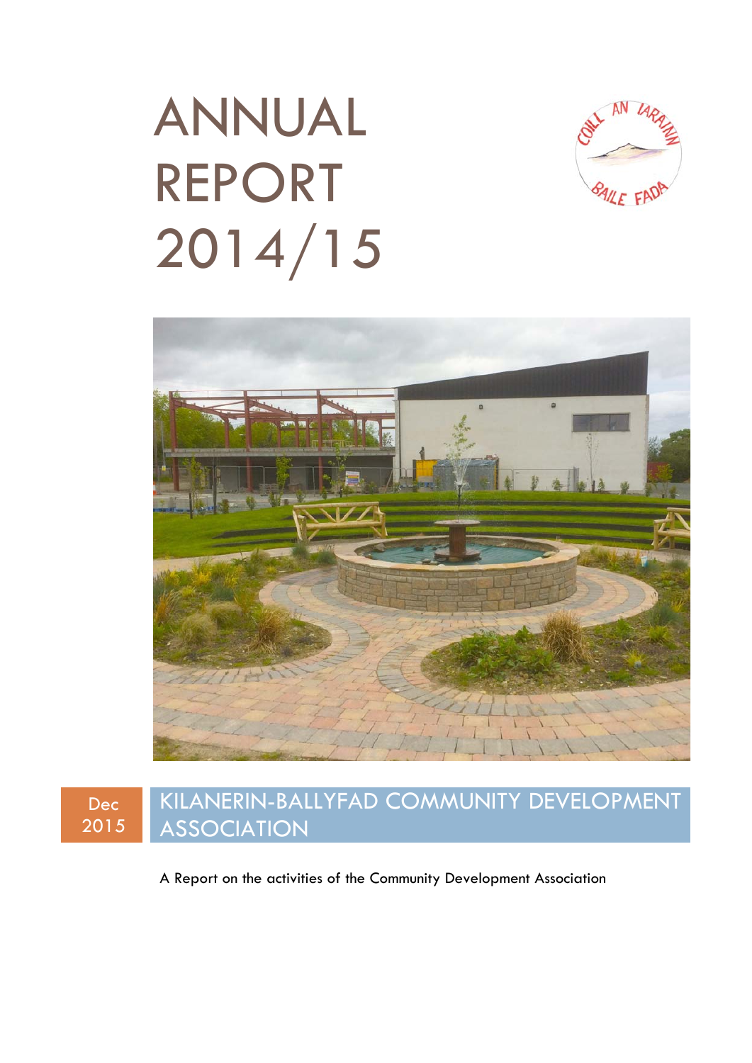# ANNUAL REPORT 2014/15

Dec 2015

## KILANERIN-BALLYFAD COMMUNITY DEVELOPMENT ASSOCIATION

A Report on the activities of the Community Development Association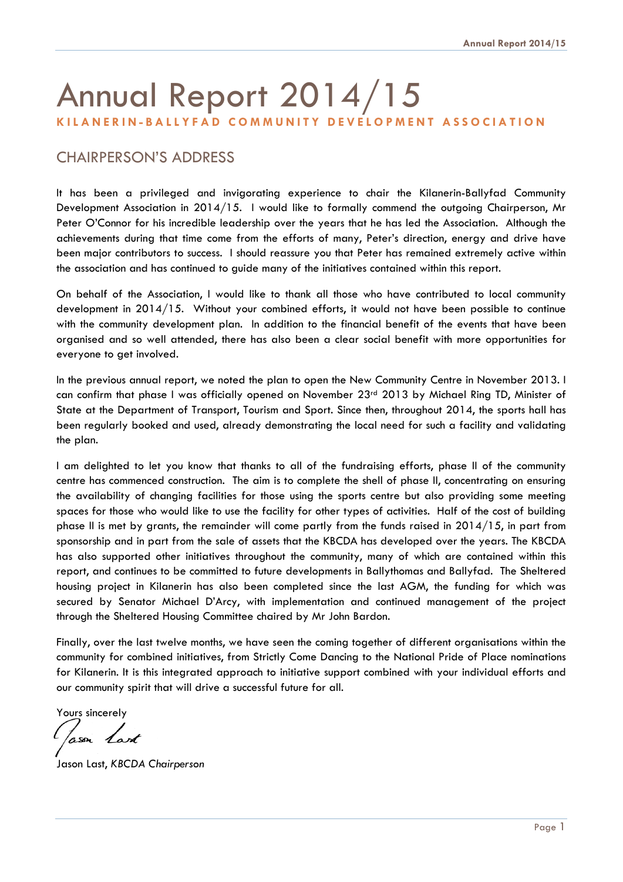# Annual Report 2014/15

**KILANERIN-BALLYFAD COMMUNITY DEVELOPMENT ASSOCIATION**

## CHAIRPERSON'S ADDRESS

It has been a privileged and invigorating experience to chair the Kilanerin-Ballyfad Community Development Association in 2014/15. I would like to formally commend the outgoing Chairperson, Mr Peter O'Connor for his incredible leadership over the years that he has led the Association. Although the achievements during that time come from the efforts of many, Peter's direction, energy and drive have been major contributors to success. I should reassure you that Peter has remained extremely active within the association and has continued to guide many of the initiatives contained within this report.

On behalf of the Association, I would like to thank all those who have contributed to local community development in 2014/15. Without your combined efforts, it would not have been possible to continue with the community development plan. In addition to the financial benefit of the events that have been organised and so well attended, there has also been a clear social benefit with more opportunities for everyone to get involved.

In the previous annual report, we noted the plan to open the New Community Centre in November 2013. I can confirm that phase I was officially opened on November 23rd 2013 by Michael Ring TD, Minister of State at the Department of Transport, Tourism and Sport. Since then, throughout 2014, the sports hall has been regularly booked and used, already demonstrating the local need for such a facility and validating the plan.

I am delighted to let you know that thanks to all of the fundraising efforts, phase II of the community centre has commenced construction. The aim is to complete the shell of phase II, concentrating on ensuring the availability of changing facilities for those using the sports centre but also providing some meeting spaces for those who would like to use the facility for other types of activities. Half of the cost of building phase II is met by grants, the remainder will come partly from the funds raised in 2014/15, in part from sponsorship and in part from the sale of assets that the KBCDA has developed over the years. The KBCDA has also supported other initiatives throughout the community, many of which are contained within this report, and continues to be committed to future developments in Ballythomas and Ballyfad. The Sheltered housing project in Kilanerin has also been completed since the last AGM, the funding for which was secured by Senator Michael D'Arcy, with implementation and continued management of the project through the Sheltered Housing Committee chaired by Mr John Bardon.

Finally, over the last twelve months, we have seen the coming together of different organisations within the community for combined initiatives, from Strictly Come Dancing to the National Pride of Place nominations for Kilanerin. It is this integrated approach to initiative support combined with your individual efforts and our community spirit that will drive a successful future for all.

Yours sincerely

Jason Last

Jason Last, *KBCDA Chairperson*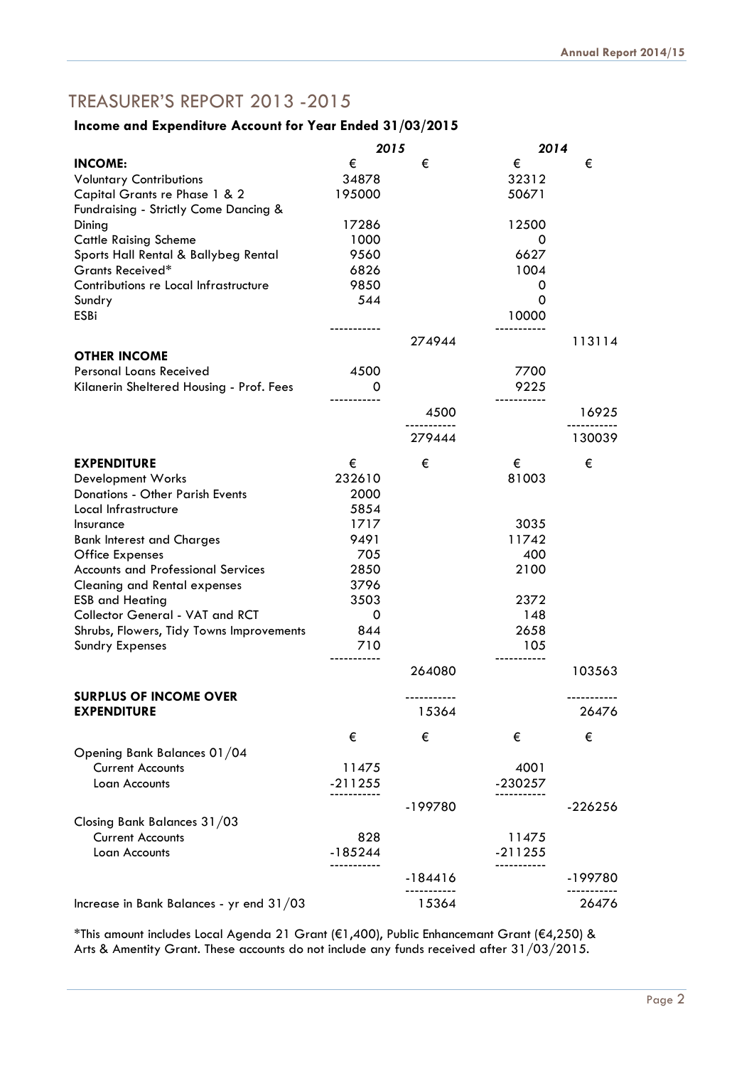# TREASURER'S REPORT 2013 -2015

## Income and Expenditure Account for Year Ended 31/03/2015

| | 2015 | | 2014 | |
|---|---|---|---|---|
| **INCOME:** | € | € | € | € |
| Voluntary Contributions | 34878 | | 32312 | |
| Capital Grants re Phase 1 & 2 | 195000 | | 50671 | |
| Fundraising - Strictly Come Dancing & Dining | 17286 | | 12500 | |
| Cattle Raising Scheme | 1000 | | 0 | |
| Sports Hall Rental & Ballybeg Rental | 9560 | | 6627 | |
| Grants Received* | 6826 | | 1004 | |
| Contributions re Local Infrastructure | 9850 | | 0 | |
| Sundry | 544 | | 0 | |
| ESBi | | | 10000 | |
| | | 274944 | | 113114 |
| **OTHER INCOME** | | | | |
| Personal Loans Received | 4500 | | 7700 | |
| Kilanerin Sheltered Housing - Prof. Fees | 0 | | 9225 | |
| | | 4500 | | 16925 |
| | | 279444 | | 130039 |
| **EXPENDITURE** | € | € | € | € |
| Development Works | 232610 | | 81003 | |
| Donations - Other Parish Events | 2000 | | | |
| Local Infrastructure | 5854 | | | |
| Insurance | 1717 | | 3035 | |
| Bank Interest and Charges | 9491 | | 11742 | |
| Office Expenses | 705 | | 400 | |
| Accounts and Professional Services | 2850 | | 2100 | |
| Cleaning and Rental expenses | 3796 | | | |
| ESB and Heating | 3503 | | 2372 | |
| Collector General - VAT and RCT | 0 | | 148 | |
| Shrubs, Flowers, Tidy Towns Improvements | 844 | | 2658 | |
| Sundry Expenses | 710 | | 105 | |
| | | 264080 | | 103563 |
| **SURPLUS OF INCOME OVER EXPENDITURE** | | 15364 | | 26476 |
| | € | € | € | € |
| Opening Bank Balances 01/04 | | | | |
| Current Accounts | 11475 | | 4001 | |
| Loan Accounts | -211255 | | -230257 | |
| | | -199780 | | -226256 |
| Closing Bank Balances 31/03 | | | | |
| Current Accounts | 828 | | 11475 | |
| Loan Accounts | -185244 | | -211255 | |
| | | -184416 | | -199780 |
| Increase in Bank Balances - yr end 31/03 | | 15364 | | 26476 |

*This amount includes Local Agenda 21 Grant (€1,400), Public Enhancemant Grant (€4,250) & Arts & Amentity Grant. These accounts do not include any funds received after 31/03/2015.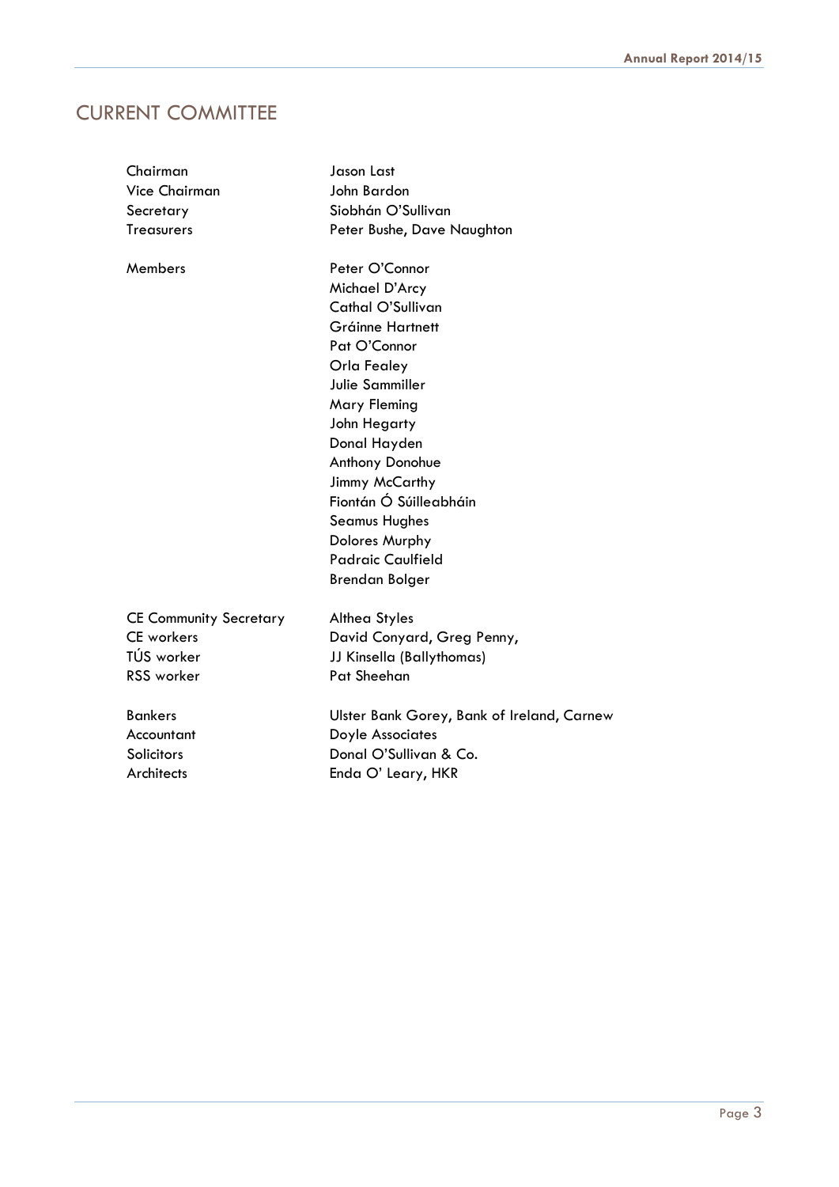# CURRENT COMMITTEE

| | |
|---|---|
| Chairman | Jason Last |
| Vice Chairman | John Bardon |
| Secretary | Siobhán O'Sullivan |
| Treasurers | Peter Bushe, Dave Naughton |
| Members | Peter O'Connor |
| | Michael D'Arcy |
| | Cathal O'Sullivan |
| | Gráinne Hartnett |
| | Pat O'Connor |
| | Orla Fealey |
| | Julie Sammiller |
| | Mary Fleming |
| | John Hegarty |
| | Donal Hayden |
| | Anthony Donohue |
| | Jimmy McCarthy |
| | Fiontán Ó Súilleabháin |
| | Seamus Hughes |
| | Dolores Murphy |
| | Padraic Caulfield |
| | Brendan Bolger |
| CE Community Secretary | Althea Styles |
| CE workers | David Conyard, Greg Penny, |
| TÚS worker | JJ Kinsella (Ballythomas) |
| RSS worker | Pat Sheehan |
| Bankers | Ulster Bank Gorey, Bank of Ireland, Carnew |
| Accountant | Doyle Associates |
| Solicitors | Donal O'Sullivan & Co. |
| Architects | Enda O' Leary, HKR |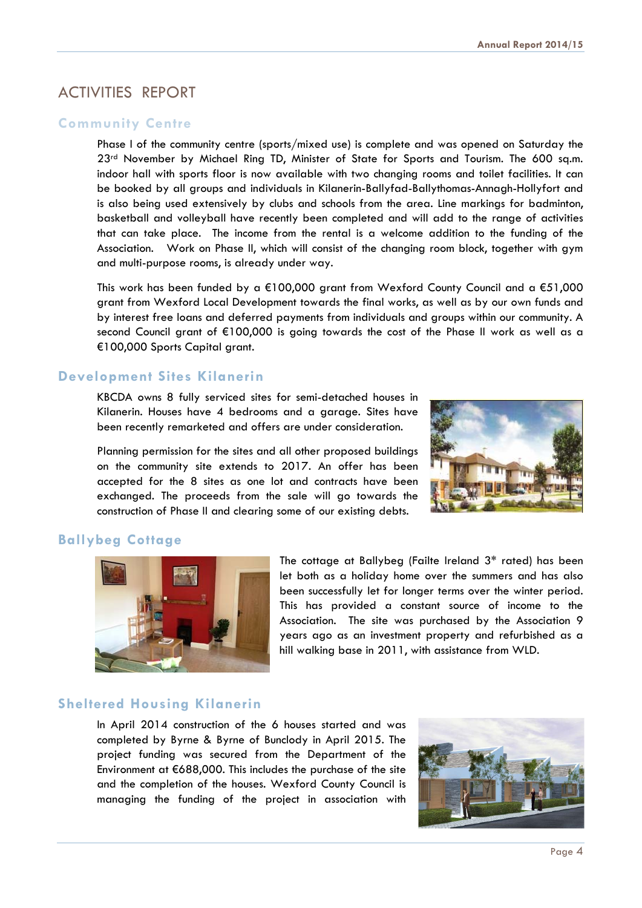# ACTIVITIES REPORT

## Community Centre

Phase I of the community centre (sports/mixed use) is complete and was opened on Saturday the 23rd November by Michael Ring TD, Minister of State for Sports and Tourism. The 600 sq.m. indoor hall with sports floor is now available with two changing rooms and toilet facilities. It can be booked by all groups and individuals in Kilanerin-Ballyfad-Ballythomas-Annagh-Hollyfort and is also being used extensively by clubs and schools from the area. Line markings for badminton, basketball and volleyball have recently been completed and will add to the range of activities that can take place. The income from the rental is a welcome addition to the funding of the Association. Work on Phase II, which will consist of the changing room block, together with gym and multi-purpose rooms, is already under way.

This work has been funded by a €100,000 grant from Wexford County Council and a €51,000 grant from Wexford Local Development towards the final works, as well as by our own funds and by interest free loans and deferred payments from individuals and groups within our community. A second Council grant of €100,000 is going towards the cost of the Phase II work as well as a €100,000 Sports Capital grant.

## Development Sites Kilanerin

KBCDA owns 8 fully serviced sites for semi-detached houses in Kilanerin. Houses have 4 bedrooms and a garage. Sites have been recently remarketed and offers are under consideration.

Planning permission for the sites and all other proposed buildings on the community site extends to 2017. An offer has been accepted for the 8 sites as one lot and contracts have been exchanged. The proceeds from the sale will go towards the construction of Phase II and clearing some of our existing debts.

## Ballybeg Cottage

The cottage at Ballybeg (Failte Ireland 3* rated) has been let both as a holiday home over the summers and has also been successfully let for longer terms over the winter period. This has provided a constant source of income to the Association. The site was purchased by the Association 9 years ago as an investment property and refurbished as a hill walking base in 2011, with assistance from WLD.

## Sheltered Housing Kilanerin

In April 2014 construction of the 6 houses started and was completed by Byrne & Byrne of Bunclody in April 2015. The project funding was secured from the Department of the Environment at €688,000. This includes the purchase of the site and the completion of the houses. Wexford County Council is managing the funding of the project in association with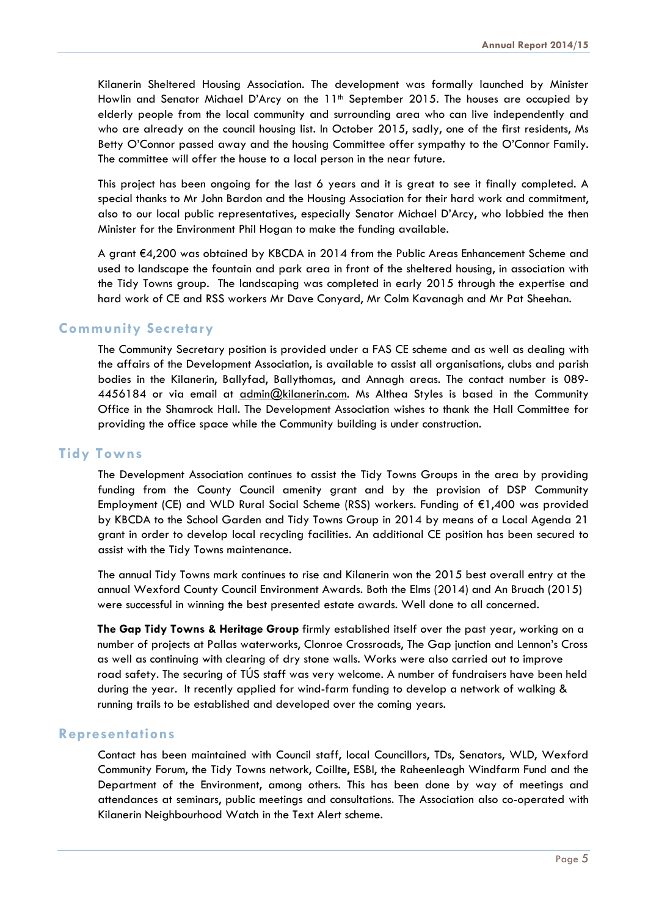Kilanerin Sheltered Housing Association. The development was formally launched by Minister Howlin and Senator Michael D'Arcy on the 11th September 2015. The houses are occupied by elderly people from the local community and surrounding area who can live independently and who are already on the council housing list. In October 2015, sadly, one of the first residents, Ms Betty O'Connor passed away and the housing Committee offer sympathy to the O'Connor Family. The committee will offer the house to a local person in the near future.

This project has been ongoing for the last 6 years and it is great to see it finally completed. A special thanks to Mr John Bardon and the Housing Association for their hard work and commitment, also to our local public representatives, especially Senator Michael D'Arcy, who lobbied the then Minister for the Environment Phil Hogan to make the funding available.

A grant €4,200 was obtained by KBCDA in 2014 from the Public Areas Enhancement Scheme and used to landscape the fountain and park area in front of the sheltered housing, in association with the Tidy Towns group. The landscaping was completed in early 2015 through the expertise and hard work of CE and RSS workers Mr Dave Conyard, Mr Colm Kavanagh and Mr Pat Sheehan.

## Community Secretary

The Community Secretary position is provided under a FAS CE scheme and as well as dealing with the affairs of the Development Association, is available to assist all organisations, clubs and parish bodies in the Kilanerin, Ballyfad, Ballythomas, and Annagh areas. The contact number is 089-4456184 or via email at admin@kilanerin.com. Ms Althea Styles is based in the Community Office in the Shamrock Hall. The Development Association wishes to thank the Hall Committee for providing the office space while the Community building is under construction.

## Tidy Towns

The Development Association continues to assist the Tidy Towns Groups in the area by providing funding from the County Council amenity grant and by the provision of DSP Community Employment (CE) and WLD Rural Social Scheme (RSS) workers. Funding of €1,400 was provided by KBCDA to the School Garden and Tidy Towns Group in 2014 by means of a Local Agenda 21 grant in order to develop local recycling facilities. An additional CE position has been secured to assist with the Tidy Towns maintenance.

The annual Tidy Towns mark continues to rise and Kilanerin won the 2015 best overall entry at the annual Wexford County Council Environment Awards. Both the Elms (2014) and An Bruach (2015) were successful in winning the best presented estate awards. Well done to all concerned.

**The Gap Tidy Towns & Heritage Group** firmly established itself over the past year, working on a number of projects at Pallas waterworks, Clonroe Crossroads, The Gap junction and Lennon's Cross as well as continuing with clearing of dry stone walls. Works were also carried out to improve road safety. The securing of TÚS staff was very welcome. A number of fundraisers have been held during the year. It recently applied for wind-farm funding to develop a network of walking & running trails to be established and developed over the coming years.

## Representations

Contact has been maintained with Council staff, local Councillors, TDs, Senators, WLD, Wexford Community Forum, the Tidy Towns network, Coillte, ESBI, the Raheenleagh Windfarm Fund and the Department of the Environment, among others. This has been done by way of meetings and attendances at seminars, public meetings and consultations. The Association also co-operated with Kilanerin Neighbourhood Watch in the Text Alert scheme.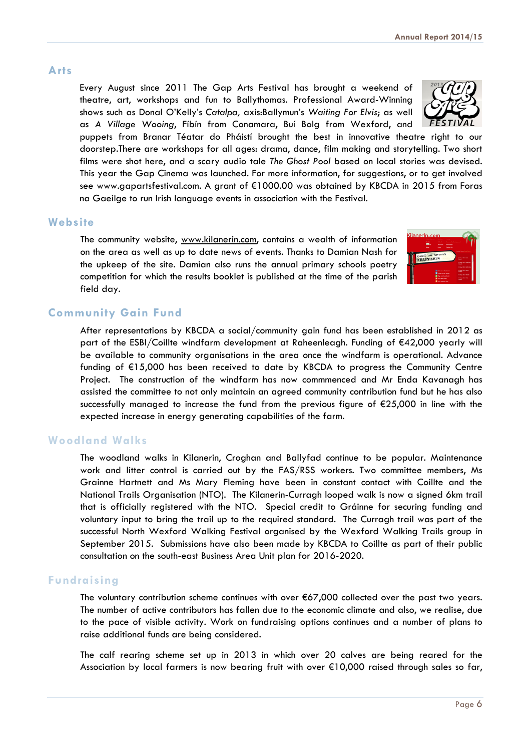## Arts

Every August since 2011 The Gap Arts Festival has brought a weekend of theatre, art, workshops and fun to Ballythomas. Professional Award-Winning shows such as Donal O'Kelly's *Catalpa,* axis:Ballymun's *Waiting For Elvis*; as well as *A Village Wooing*, Fíbín from Conamara, Buí Bolg from Wexford, and puppets from Branar Téatar do Pháistí brought the best in innovative theatre right to our doorstep.There are workshops for all ages: drama, dance, film making and storytelling. Two short films were shot here, and a scary audio tale *The Ghost Pool* based on local stories was devised. This year the Gap Cinema was launched. For more information, for suggestions, or to get involved see www.gapartsfestival.com. A grant of €1000.00 was obtained by KBCDA in 2015 from Foras na Gaeilge to run Irish language events in association with the Festival.

## Website

The community website, www.kilanerin.com, contains a wealth of information on the area as well as up to date news of events. Thanks to Damian Nash for the upkeep of the site. Damian also runs the annual primary schools poetry competition for which the results booklet is published at the time of the parish field day.

## Community Gain Fund

After representations by KBCDA a social/community gain fund has been established in 2012 as part of the ESBI/Coillte windfarm development at Raheenleagh. Funding of €42,000 yearly will be available to community organisations in the area once the windfarm is operational. Advance funding of €15,000 has been received to date by KBCDA to progress the Community Centre Project. The construction of the windfarm has now commmenced and Mr Enda Kavanagh has assisted the committee to not only maintain an agreed community contribution fund but he has also successfully managed to increase the fund from the previous figure of €25,000 in line with the expected increase in energy generating capabilities of the farm.

## Woodland Walks

The woodland walks in Kilanerin, Croghan and Ballyfad continue to be popular. Maintenance work and litter control is carried out by the FAS/RSS workers. Two committee members, Ms Grainne Hartnett and Ms Mary Fleming have been in constant contact with Coillte and the National Trails Organisation (NTO). The Kilanerin-Curragh looped walk is now a signed 6km trail that is officially registered with the NTO. Special credit to Gráinne for securing funding and voluntary input to bring the trail up to the required standard. The Curragh trail was part of the successful North Wexford Walking Festival organised by the Wexford Walking Trails group in September 2015. Submissions have also been made by KBCDA to Coillte as part of their public consultation on the south-east Business Area Unit plan for 2016-2020.

## Fundraising

The voluntary contribution scheme continues with over €67,000 collected over the past two years. The number of active contributors has fallen due to the economic climate and also, we realise, due to the pace of visible activity. Work on fundraising options continues and a number of plans to raise additional funds are being considered.

The calf rearing scheme set up in 2013 in which over 20 calves are being reared for the Association by local farmers is now bearing fruit with over €10,000 raised through sales so far,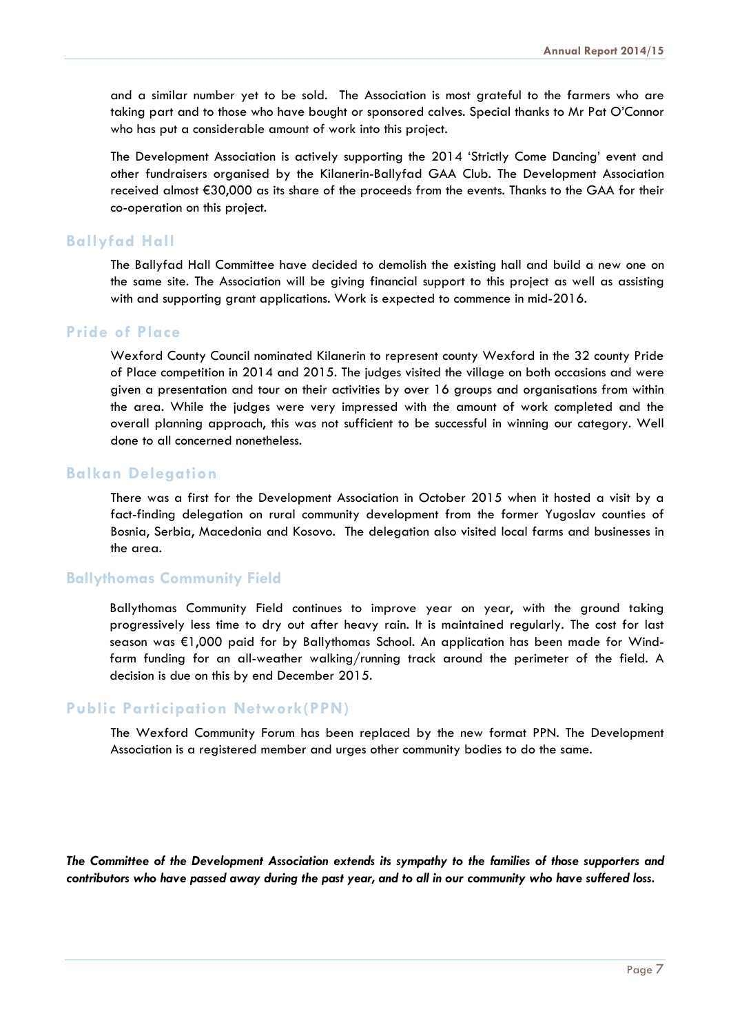and a similar number yet to be sold. The Association is most grateful to the farmers who are taking part and to those who have bought or sponsored calves. Special thanks to Mr Pat O'Connor who has put a considerable amount of work into this project.

The Development Association is actively supporting the 2014 'Strictly Come Dancing' event and other fundraisers organised by the Kilanerin-Ballyfad GAA Club. The Development Association received almost €30,000 as its share of the proceeds from the events. Thanks to the GAA for their co-operation on this project.

## Ballyfad Hall

The Ballyfad Hall Committee have decided to demolish the existing hall and build a new one on the same site. The Association will be giving financial support to this project as well as assisting with and supporting grant applications. Work is expected to commence in mid-2016.

## Pride of Place

Wexford County Council nominated Kilanerin to represent county Wexford in the 32 county Pride of Place competition in 2014 and 2015. The judges visited the village on both occasions and were given a presentation and tour on their activities by over 16 groups and organisations from within the area. While the judges were very impressed with the amount of work completed and the overall planning approach, this was not sufficient to be successful in winning our category. Well done to all concerned nonetheless.

## Balkan Delegation

There was a first for the Development Association in October 2015 when it hosted a visit by a fact-finding delegation on rural community development from the former Yugoslav counties of Bosnia, Serbia, Macedonia and Kosovo. The delegation also visited local farms and businesses in the area.

## Ballythomas Community Field

Ballythomas Community Field continues to improve year on year, with the ground taking progressively less time to dry out after heavy rain. It is maintained regularly. The cost for last season was €1,000 paid for by Ballythomas School. An application has been made for Wind-farm funding for an all-weather walking/running track around the perimeter of the field. A decision is due on this by end December 2015.

## Public Participation Network(PPN)

The Wexford Community Forum has been replaced by the new format PPN. The Development Association is a registered member and urges other community bodies to do the same.

***The Committee of the Development Association extends its sympathy to the families of those supporters and contributors who have passed away during the past year, and to all in our community who have suffered loss.***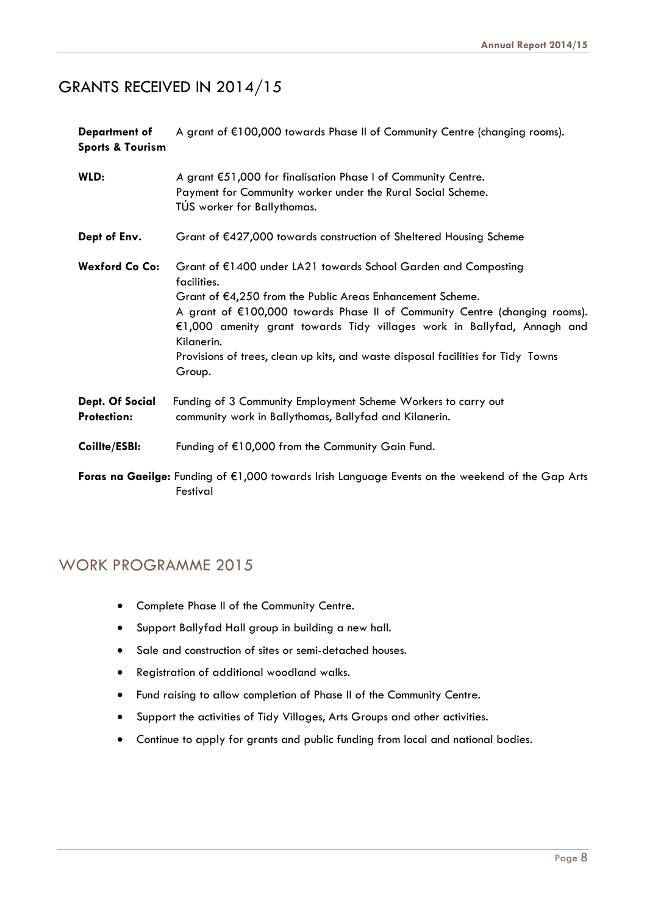## GRANTS RECEIVED IN 2014/15

**Department of Sports & Tourism** A grant of €100,000 towards Phase II of Community Centre (changing rooms).

**WLD:** *A* grant €51,000 for finalisation Phase I of Community Centre.
Payment for Community worker under the Rural Social Scheme.
TÚS worker for Ballythomas.

**Dept of Env.** Grant of €427,000 towards construction of Sheltered Housing Scheme

**Wexford Co Co:** Grant of €1400 under LA21 towards School Garden and Composting facilities.
Grant of €4,250 from the Public Areas Enhancement Scheme.
A grant of €100,000 towards Phase II of Community Centre (changing rooms).
€1,000 amenity grant towards Tidy villages work in Ballyfad, Annagh and Kilanerin.
Provisions of trees, clean up kits, and waste disposal facilities for Tidy Towns Group.

**Dept. Of Social Protection:** Funding of 3 Community Employment Scheme Workers to carry out community work in Ballythomas, Ballyfad and Kilanerin.

**Coillte/ESBI:** Funding of €10,000 from the Community Gain Fund.

**Foras na Gaeilge:** Funding of €1,000 towards Irish Language Events on the weekend of the Gap Arts Festival

## WORK PROGRAMME 2015

- Complete Phase II of the Community Centre.
- Support Ballyfad Hall group in building a new hall.
- Sale and construction of sites or semi-detached houses.
- Registration of additional woodland walks.
- Fund raising to allow completion of Phase II of the Community Centre.
- Support the activities of Tidy Villages, Arts Groups and other activities.
- Continue to apply for grants and public funding from local and national bodies.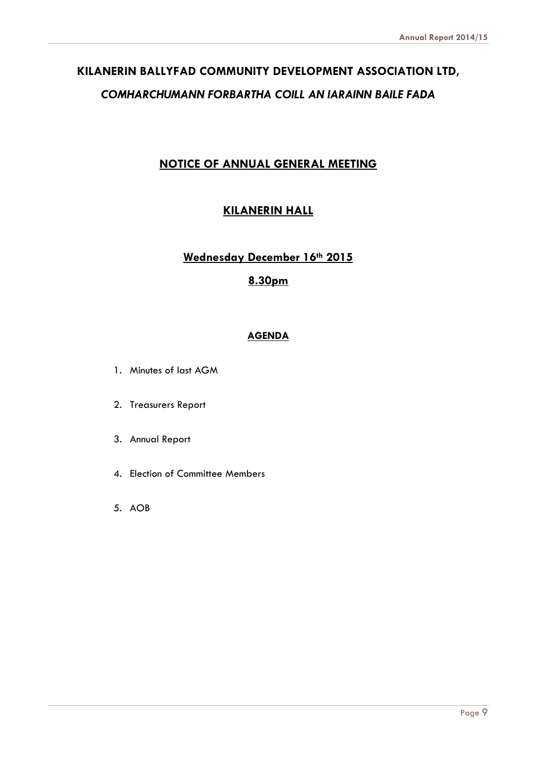# KILANERIN BALLYFAD COMMUNITY DEVELOPMENT ASSOCIATION LTD,

## *COMHARCHUMANN FORBARTHA COILL AN IARAINN BAILE FADA*

## NOTICE OF ANNUAL GENERAL MEETING

## KILANERIN HALL

## Wednesday December 16th 2015

## 8.30pm

### AGENDA

1. Minutes of last AGM
2. Treasurers Report
3. Annual Report
4. Election of Committee Members
5. AOB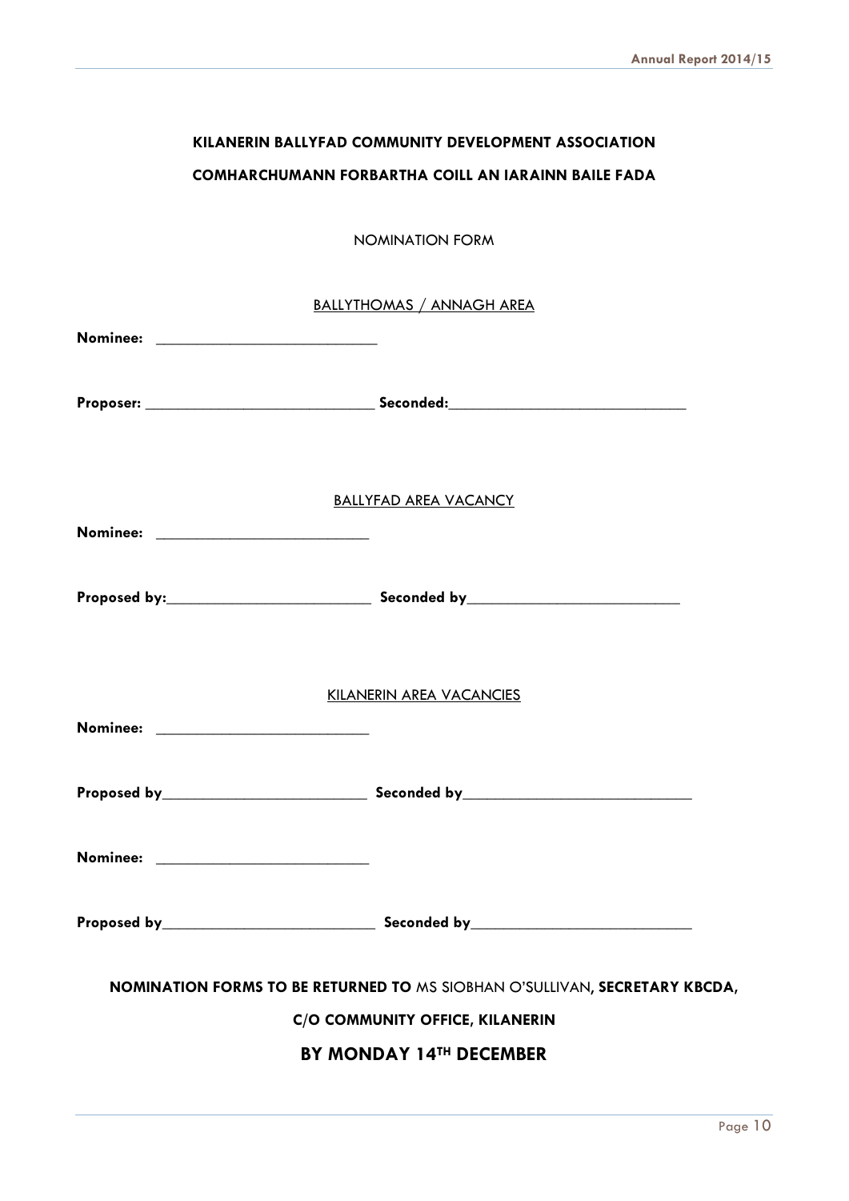**KILANERIN BALLYFAD COMMUNITY DEVELOPMENT ASSOCIATION**

**COMHARCHUMANN FORBARTHA COILL AN IARAINN BAILE FADA**

NOMINATION FORM

BALLYTHOMAS / ANNAGH AREA

**Nominee:** ___________________________

**Proposer:** ____________________________ **Seconded:**_____________________________

BALLYFAD AREA VACANCY

**Nominee:** __________________________

**Proposed by:**_________________________ **Seconded by**__________________________

KILANERIN AREA VACANCIES

**Nominee:** __________________________

**Proposed by**_________________________ **Seconded by**____________________________

**Nominee:** __________________________

**Proposed by**__________________________ **Seconded by**___________________________

**NOMINATION FORMS TO BE RETURNED TO** MS SIOBHAN O'SULLIVAN**, SECRETARY KBCDA,**

**C/O COMMUNITY OFFICE, KILANERIN**

**BY MONDAY 14TH DECEMBER**